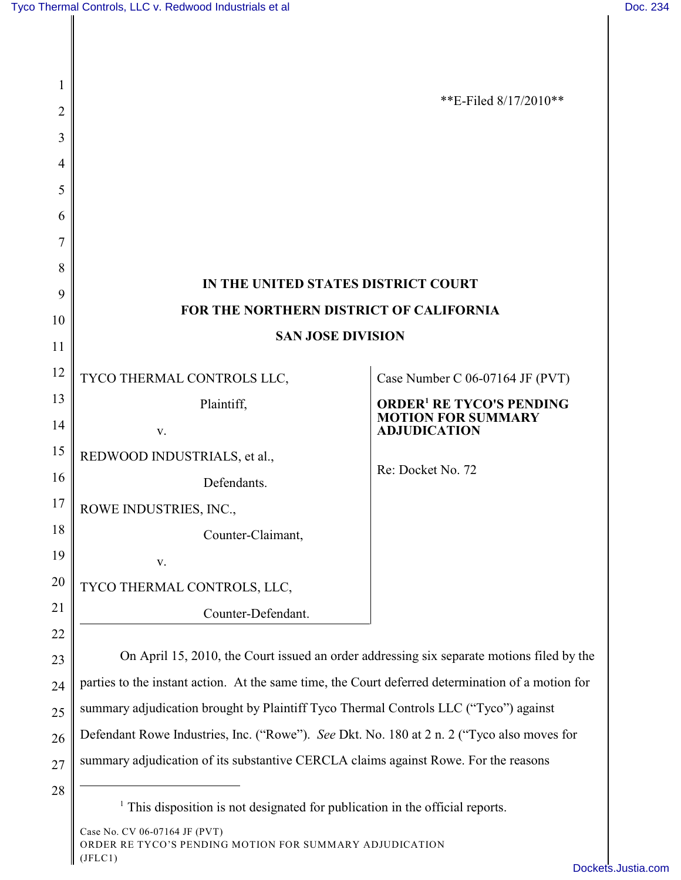\*\*E-Filed 8/17/2010\*\*

**IN THE UNITED STATES DISTRICT COURT**

**FOR THE NORTHERN DISTRICT OF CALIFORNIA**

**SAN JOSE DIVISION**

| | |
|---|---|
| TYCO THERMAL CONTROLS LLC,<br>Plaintiff,<br>v.<br>REDWOOD INDUSTRIALS, et al.,<br>Defendants.<br>ROWE INDUSTRIES, INC.,<br>Counter-Claimant,<br>v.<br>TYCO THERMAL CONTROLS, LLC,<br>Counter-Defendant. | Case Number C 06-07164 JF (PVT)<br><br>**ORDER[1] RE TYCO'S PENDING MOTION FOR SUMMARY ADJUDICATION**<br><br>Re: Docket No. 72 |

On April 15, 2010, the Court issued an order addressing six separate motions filed by the parties to the instant action. At the same time, the Court deferred determination of a motion for summary adjudication brought by Plaintiff Tyco Thermal Controls LLC ("Tyco") against Defendant Rowe Industries, Inc. ("Rowe"). *See* Dkt. No. 180 at 2 n. 2 ("Tyco also moves for summary adjudication of its substantive CERCLA claims against Rowe. For the reasons

---

[1] This disposition is not designated for publication in the official reports.

Case No. CV 06-07164 JF (PVT)
ORDER RE TYCO'S PENDING MOTION FOR SUMMARY ADJUDICATION
(JFLC1)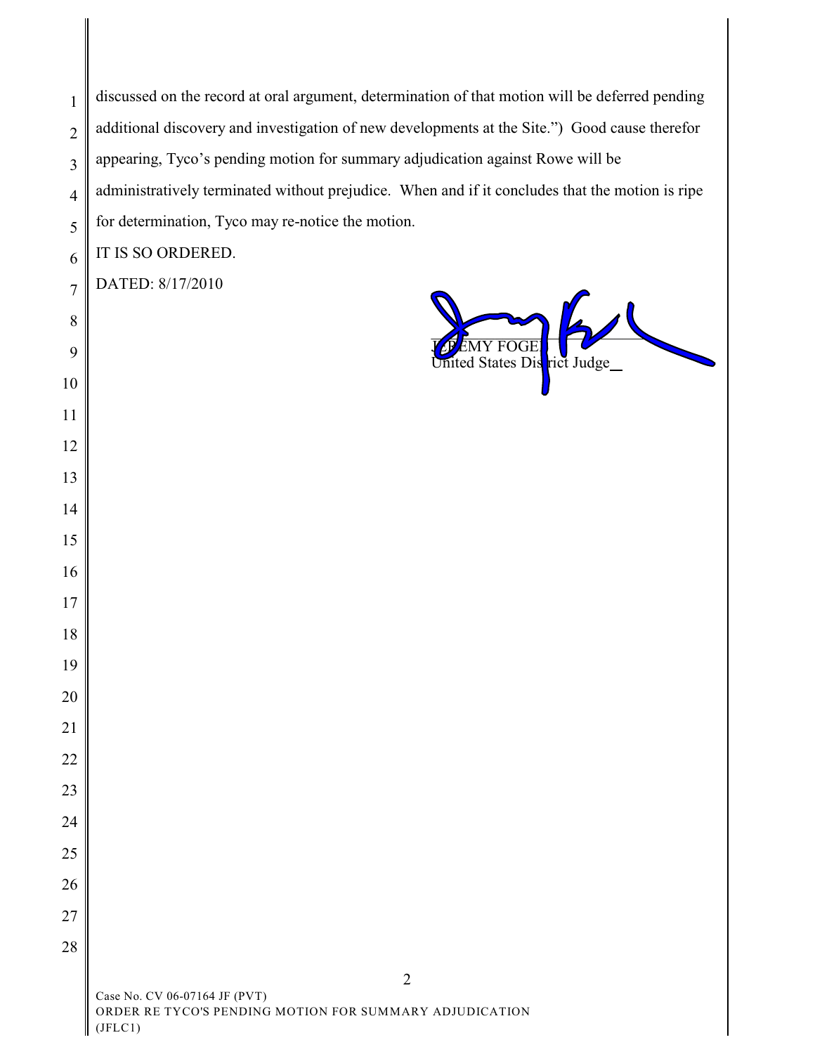discussed on the record at oral argument, determination of that motion will be deferred pending additional discovery and investigation of new developments at the Site.") Good cause therefor appearing, Tyco's pending motion for summary adjudication against Rowe will be administratively terminated without prejudice. When and if it concludes that the motion is ripe for determination, Tyco may re-notice the motion.

IT IS SO ORDERED.

DATED: 8/17/2010

JEREMY FOGEL
United States District Judge

Case No. CV 06-07164 JF (PVT)
ORDER RE TYCO'S PENDING MOTION FOR SUMMARY ADJUDICATION
(JFLC1)